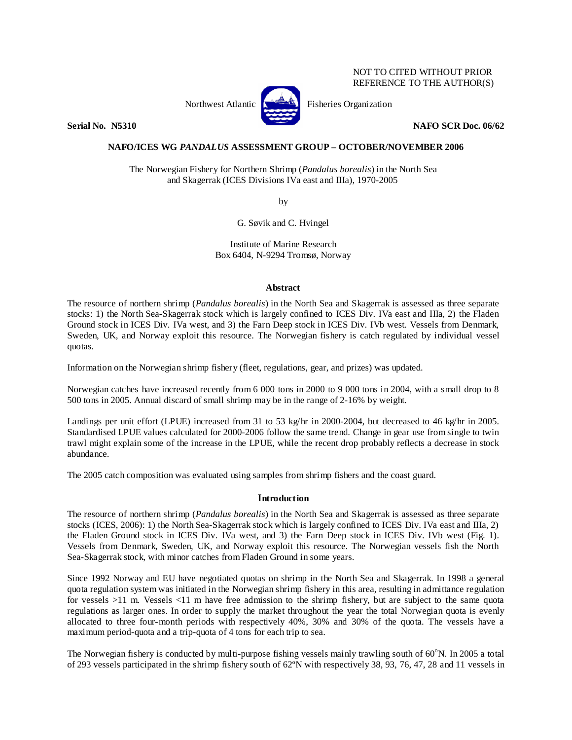NOT TO CITED WITHOUT PRIOR REFERENCE TO THE AUTHOR(S)

Northwest Atlantic Fisheries Organization

**Serial No. N5310** **NAFO SCR Doc. 06/62**

**NAFO/ICES WG *PANDALUS* ASSESSMENT GROUP – OCTOBER/NOVEMBER 2006**

The Norwegian Fishery for Northern Shrimp (*Pandalus borealis*) in the North Sea and Skagerrak (ICES Divisions IVa east and IIIa), 1970-2005

by

G. Søvik and C. Hvingel

Institute of Marine Research
Box 6404, N-9294 Tromsø, Norway

## Abstract

The resource of northern shrimp (*Pandalus borealis*) in the North Sea and Skagerrak is assessed as three separate stocks: 1) the North Sea-Skagerrak stock which is largely confined to ICES Div. IVa east and IIIa, 2) the Fladen Ground stock in ICES Div. IVa west, and 3) the Farn Deep stock in ICES Div. IVb west. Vessels from Denmark, Sweden, UK, and Norway exploit this resource. The Norwegian fishery is catch regulated by individual vessel quotas.

Information on the Norwegian shrimp fishery (fleet, regulations, gear, and prizes) was updated.

Norwegian catches have increased recently from 6 000 tons in 2000 to 9 000 tons in 2004, with a small drop to 8 500 tons in 2005. Annual discard of small shrimp may be in the range of 2-16% by weight.

Landings per unit effort (LPUE) increased from 31 to 53 kg/hr in 2000-2004, but decreased to 46 kg/hr in 2005. Standardised LPUE values calculated for 2000-2006 follow the same trend. Change in gear use from single to twin trawl might explain some of the increase in the LPUE, while the recent drop probably reflects a decrease in stock abundance.

The 2005 catch composition was evaluated using samples from shrimp fishers and the coast guard.

## Introduction

The resource of northern shrimp (*Pandalus borealis*) in the North Sea and Skagerrak is assessed as three separate stocks (ICES, 2006): 1) the North Sea-Skagerrak stock which is largely confined to ICES Div. IVa east and IIIa, 2) the Fladen Ground stock in ICES Div. IVa west, and 3) the Farn Deep stock in ICES Div. IVb west (Fig. 1). Vessels from Denmark, Sweden, UK, and Norway exploit this resource. The Norwegian vessels fish the North Sea-Skagerrak stock, with minor catches from Fladen Ground in some years.

Since 1992 Norway and EU have negotiated quotas on shrimp in the North Sea and Skagerrak. In 1998 a general quota regulation system was initiated in the Norwegian shrimp fishery in this area, resulting in admittance regulation for vessels >11 m. Vessels <11 m have free admission to the shrimp fishery, but are subject to the same quota regulations as larger ones. In order to supply the market throughout the year the total Norwegian quota is evenly allocated to three four-month periods with respectively 40%, 30% and 30% of the quota. The vessels have a maximum period-quota and a trip-quota of 4 tons for each trip to sea.

The Norwegian fishery is conducted by multi-purpose fishing vessels mainly trawling south of 60°N. In 2005 a total of 293 vessels participated in the shrimp fishery south of 62°N with respectively 38, 93, 76, 47, 28 and 11 vessels in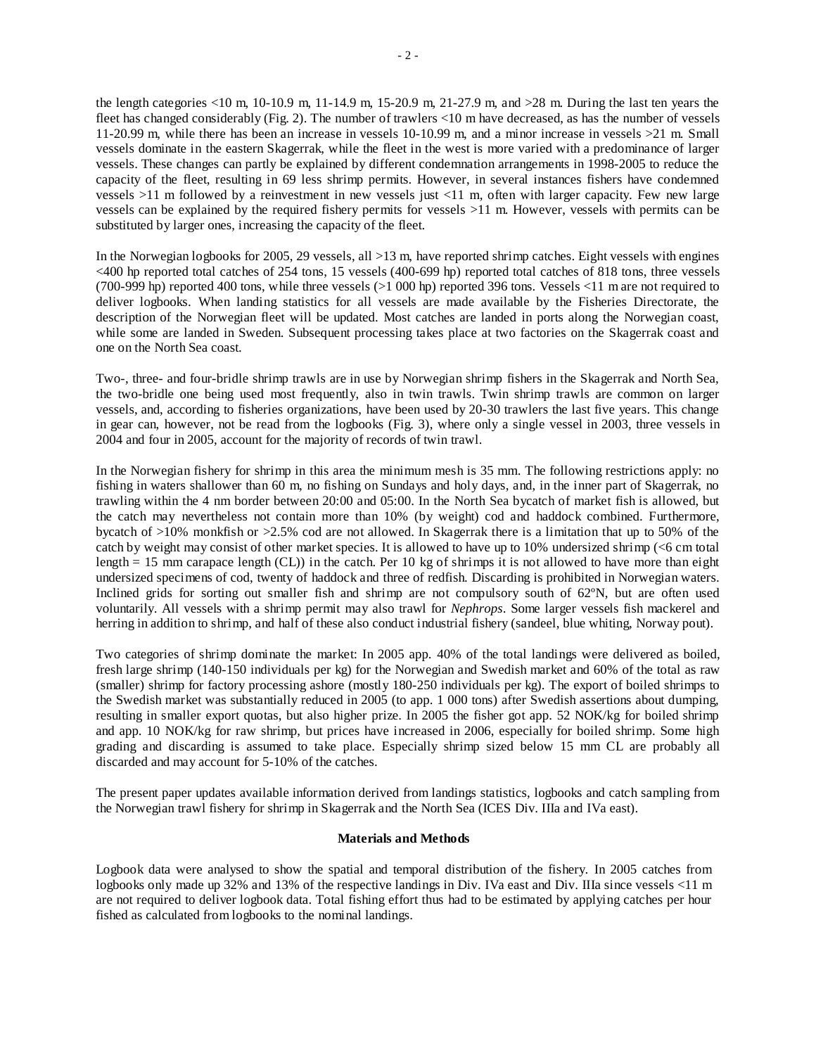the length categories <10 m, 10-10.9 m, 11-14.9 m, 15-20.9 m, 21-27.9 m, and >28 m. During the last ten years the fleet has changed considerably (Fig. 2). The number of trawlers <10 m have decreased, as has the number of vessels 11-20.99 m, while there has been an increase in vessels 10-10.99 m, and a minor increase in vessels >21 m. Small vessels dominate in the eastern Skagerrak, while the fleet in the west is more varied with a predominance of larger vessels. These changes can partly be explained by different condemnation arrangements in 1998-2005 to reduce the capacity of the fleet, resulting in 69 less shrimp permits. However, in several instances fishers have condemned vessels >11 m followed by a reinvestment in new vessels just <11 m, often with larger capacity. Few new large vessels can be explained by the required fishery permits for vessels >11 m. However, vessels with permits can be substituted by larger ones, increasing the capacity of the fleet.

In the Norwegian logbooks for 2005, 29 vessels, all >13 m, have reported shrimp catches. Eight vessels with engines <400 hp reported total catches of 254 tons, 15 vessels (400-699 hp) reported total catches of 818 tons, three vessels (700-999 hp) reported 400 tons, while three vessels (>1 000 hp) reported 396 tons. Vessels <11 m are not required to deliver logbooks. When landing statistics for all vessels are made available by the Fisheries Directorate, the description of the Norwegian fleet will be updated. Most catches are landed in ports along the Norwegian coast, while some are landed in Sweden. Subsequent processing takes place at two factories on the Skagerrak coast and one on the North Sea coast.

Two-, three- and four-bridle shrimp trawls are in use by Norwegian shrimp fishers in the Skagerrak and North Sea, the two-bridle one being used most frequently, also in twin trawls. Twin shrimp trawls are common on larger vessels, and, according to fisheries organizations, have been used by 20-30 trawlers the last five years. This change in gear can, however, not be read from the logbooks (Fig. 3), where only a single vessel in 2003, three vessels in 2004 and four in 2005, account for the majority of records of twin trawl.

In the Norwegian fishery for shrimp in this area the minimum mesh is 35 mm. The following restrictions apply: no fishing in waters shallower than 60 m, no fishing on Sundays and holy days, and, in the inner part of Skagerrak, no trawling within the 4 nm border between 20:00 and 05:00. In the North Sea bycatch of market fish is allowed, but the catch may nevertheless not contain more than 10% (by weight) cod and haddock combined. Furthermore, bycatch of >10% monkfish or >2.5% cod are not allowed. In Skagerrak there is a limitation that up to 50% of the catch by weight may consist of other market species. It is allowed to have up to 10% undersized shrimp (<6 cm total length = 15 mm carapace length (CL)) in the catch. Per 10 kg of shrimps it is not allowed to have more than eight undersized specimens of cod, twenty of haddock and three of redfish. Discarding is prohibited in Norwegian waters. Inclined grids for sorting out smaller fish and shrimp are not compulsory south of 62ºN, but are often used voluntarily. All vessels with a shrimp permit may also trawl for *Nephrops*. Some larger vessels fish mackerel and herring in addition to shrimp, and half of these also conduct industrial fishery (sandeel, blue whiting, Norway pout).

Two categories of shrimp dominate the market: In 2005 app. 40% of the total landings were delivered as boiled, fresh large shrimp (140-150 individuals per kg) for the Norwegian and Swedish market and 60% of the total as raw (smaller) shrimp for factory processing ashore (mostly 180-250 individuals per kg). The export of boiled shrimps to the Swedish market was substantially reduced in 2005 (to app. 1 000 tons) after Swedish assertions about dumping, resulting in smaller export quotas, but also higher prize. In 2005 the fisher got app. 52 NOK/kg for boiled shrimp and app. 10 NOK/kg for raw shrimp, but prices have increased in 2006, especially for boiled shrimp. Some high grading and discarding is assumed to take place. Especially shrimp sized below 15 mm CL are probably all discarded and may account for 5-10% of the catches.

The present paper updates available information derived from landings statistics, logbooks and catch sampling from the Norwegian trawl fishery for shrimp in Skagerrak and the North Sea (ICES Div. IIIa and IVa east).

## Materials and Methods

Logbook data were analysed to show the spatial and temporal distribution of the fishery. In 2005 catches from logbooks only made up 32% and 13% of the respective landings in Div. IVa east and Div. IIIa since vessels <11 m are not required to deliver logbook data. Total fishing effort thus had to be estimated by applying catches per hour fished as calculated from logbooks to the nominal landings.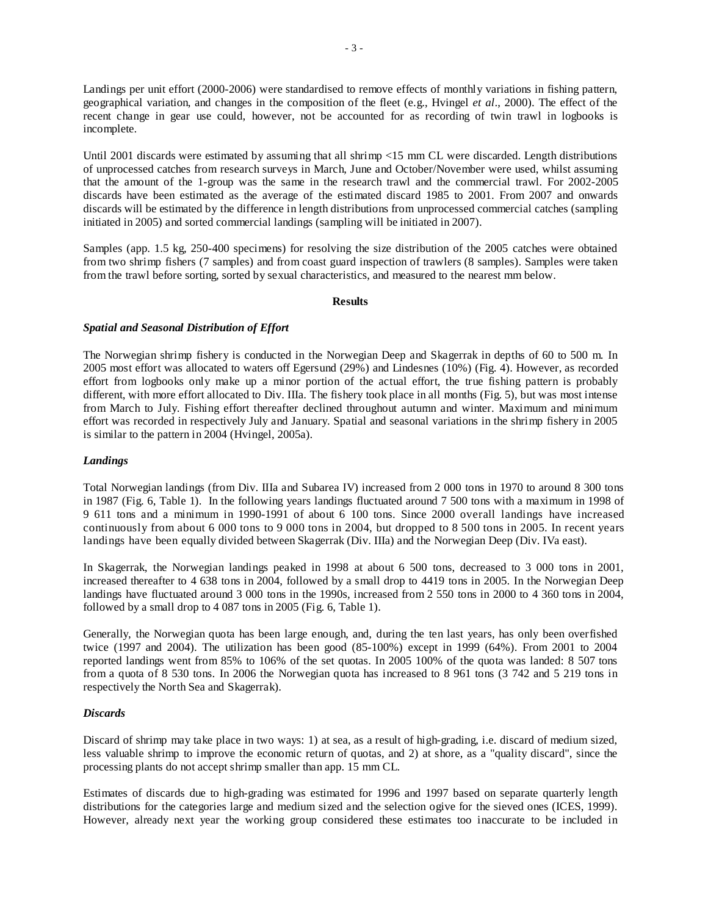Landings per unit effort (2000-2006) were standardised to remove effects of monthly variations in fishing pattern, geographical variation, and changes in the composition of the fleet (e.g., Hvingel *et al*., 2000). The effect of the recent change in gear use could, however, not be accounted for as recording of twin trawl in logbooks is incomplete.

Until 2001 discards were estimated by assuming that all shrimp <15 mm CL were discarded. Length distributions of unprocessed catches from research surveys in March, June and October/November were used, whilst assuming that the amount of the 1-group was the same in the research trawl and the commercial trawl. For 2002-2005 discards have been estimated as the average of the estimated discard 1985 to 2001. From 2007 and onwards discards will be estimated by the difference in length distributions from unprocessed commercial catches (sampling initiated in 2005) and sorted commercial landings (sampling will be initiated in 2007).

Samples (app. 1.5 kg, 250-400 specimens) for resolving the size distribution of the 2005 catches were obtained from two shrimp fishers (7 samples) and from coast guard inspection of trawlers (8 samples). Samples were taken from the trawl before sorting, sorted by sexual characteristics, and measured to the nearest mm below.

## Results

### *Spatial and Seasonal Distribution of Effort*

The Norwegian shrimp fishery is conducted in the Norwegian Deep and Skagerrak in depths of 60 to 500 m. In 2005 most effort was allocated to waters off Egersund (29%) and Lindesnes (10%) (Fig. 4). However, as recorded effort from logbooks only make up a minor portion of the actual effort, the true fishing pattern is probably different, with more effort allocated to Div. IIIa. The fishery took place in all months (Fig. 5), but was most intense from March to July. Fishing effort thereafter declined throughout autumn and winter. Maximum and minimum effort was recorded in respectively July and January. Spatial and seasonal variations in the shrimp fishery in 2005 is similar to the pattern in 2004 (Hvingel, 2005a).

### *Landings*

Total Norwegian landings (from Div. IIIa and Subarea IV) increased from 2 000 tons in 1970 to around 8 300 tons in 1987 (Fig. 6, Table 1). In the following years landings fluctuated around 7 500 tons with a maximum in 1998 of 9 611 tons and a minimum in 1990-1991 of about 6 100 tons. Since 2000 overall landings have increased continuously from about 6 000 tons to 9 000 tons in 2004, but dropped to 8 500 tons in 2005. In recent years landings have been equally divided between Skagerrak (Div. IIIa) and the Norwegian Deep (Div. IVa east).

In Skagerrak, the Norwegian landings peaked in 1998 at about 6 500 tons, decreased to 3 000 tons in 2001, increased thereafter to 4 638 tons in 2004, followed by a small drop to 4419 tons in 2005. In the Norwegian Deep landings have fluctuated around 3 000 tons in the 1990s, increased from 2 550 tons in 2000 to 4 360 tons in 2004, followed by a small drop to 4 087 tons in 2005 (Fig. 6, Table 1).

Generally, the Norwegian quota has been large enough, and, during the ten last years, has only been overfished twice (1997 and 2004). The utilization has been good (85-100%) except in 1999 (64%). From 2001 to 2004 reported landings went from 85% to 106% of the set quotas. In 2005 100% of the quota was landed: 8 507 tons from a quota of 8 530 tons. In 2006 the Norwegian quota has increased to 8 961 tons (3 742 and 5 219 tons in respectively the North Sea and Skagerrak).

### *Discards*

Discard of shrimp may take place in two ways: 1) at sea, as a result of high-grading, i.e. discard of medium sized, less valuable shrimp to improve the economic return of quotas, and 2) at shore, as a "quality discard", since the processing plants do not accept shrimp smaller than app. 15 mm CL.

Estimates of discards due to high-grading was estimated for 1996 and 1997 based on separate quarterly length distributions for the categories large and medium sized and the selection ogive for the sieved ones (ICES, 1999). However, already next year the working group considered these estimates too inaccurate to be included in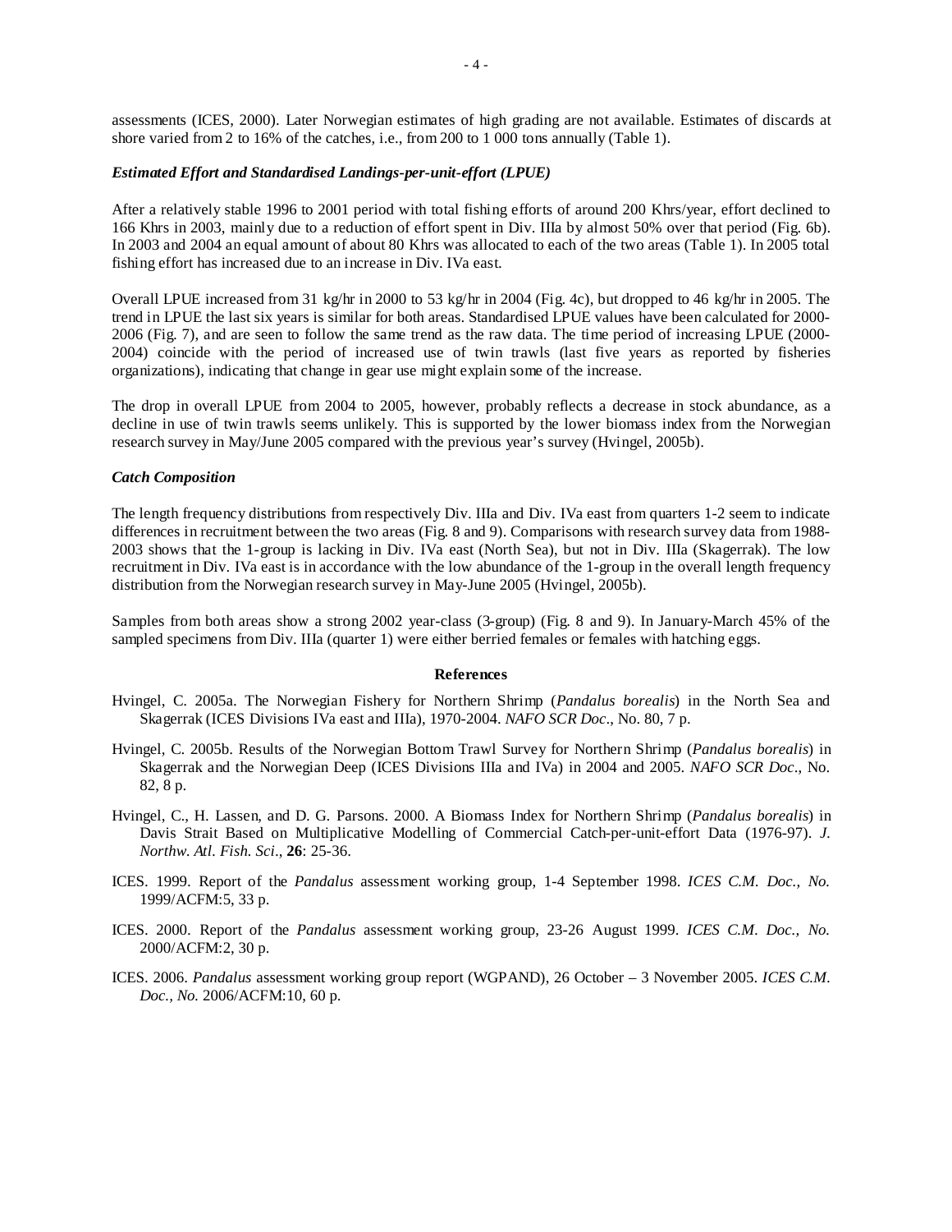assessments (ICES, 2000). Later Norwegian estimates of high grading are not available. Estimates of discards at shore varied from 2 to 16% of the catches, i.e., from 200 to 1 000 tons annually (Table 1).

### *Estimated Effort and Standardised Landings-per-unit-effort (LPUE)*

After a relatively stable 1996 to 2001 period with total fishing efforts of around 200 Khrs/year, effort declined to 166 Khrs in 2003, mainly due to a reduction of effort spent in Div. IIIa by almost 50% over that period (Fig. 6b). In 2003 and 2004 an equal amount of about 80 Khrs was allocated to each of the two areas (Table 1). In 2005 total fishing effort has increased due to an increase in Div. IVa east.

Overall LPUE increased from 31 kg/hr in 2000 to 53 kg/hr in 2004 (Fig. 4c), but dropped to 46 kg/hr in 2005. The trend in LPUE the last six years is similar for both areas. Standardised LPUE values have been calculated for 2000-2006 (Fig. 7), and are seen to follow the same trend as the raw data. The time period of increasing LPUE (2000-2004) coincide with the period of increased use of twin trawls (last five years as reported by fisheries organizations), indicating that change in gear use might explain some of the increase.

The drop in overall LPUE from 2004 to 2005, however, probably reflects a decrease in stock abundance, as a decline in use of twin trawls seems unlikely. This is supported by the lower biomass index from the Norwegian research survey in May/June 2005 compared with the previous year's survey (Hvingel, 2005b).

### *Catch Composition*

The length frequency distributions from respectively Div. IIIa and Div. IVa east from quarters 1-2 seem to indicate differences in recruitment between the two areas (Fig. 8 and 9). Comparisons with research survey data from 1988-2003 shows that the 1-group is lacking in Div. IVa east (North Sea), but not in Div. IIIa (Skagerrak). The low recruitment in Div. IVa east is in accordance with the low abundance of the 1-group in the overall length frequency distribution from the Norwegian research survey in May-June 2005 (Hvingel, 2005b).

Samples from both areas show a strong 2002 year-class (3-group) (Fig. 8 and 9). In January-March 45% of the sampled specimens from Div. IIIa (quarter 1) were either berried females or females with hatching eggs.

## References

Hvingel, C. 2005a. The Norwegian Fishery for Northern Shrimp (*Pandalus borealis*) in the North Sea and Skagerrak (ICES Divisions IVa east and IIIa), 1970-2004. *NAFO SCR Doc*., No. 80, 7 p.

Hvingel, C. 2005b. Results of the Norwegian Bottom Trawl Survey for Northern Shrimp (*Pandalus borealis*) in Skagerrak and the Norwegian Deep (ICES Divisions IIIa and IVa) in 2004 and 2005. *NAFO SCR Doc*., No. 82, 8 p.

Hvingel, C., H. Lassen, and D. G. Parsons. 2000. A Biomass Index for Northern Shrimp (*Pandalus borealis*) in Davis Strait Based on Multiplicative Modelling of Commercial Catch-per-unit-effort Data (1976-97). *J. Northw. Atl. Fish. Sci*., **26**: 25-36.

ICES. 1999. Report of the *Pandalus* assessment working group, 1-4 September 1998. *ICES C.M. Doc., No.* 1999/ACFM:5, 33 p.

ICES. 2000. Report of the *Pandalus* assessment working group, 23-26 August 1999. *ICES C.M. Doc., No.* 2000/ACFM:2, 30 p.

ICES. 2006. *Pandalus* assessment working group report (WGPAND), 26 October – 3 November 2005. *ICES C.M. Doc., No.* 2006/ACFM:10, 60 p.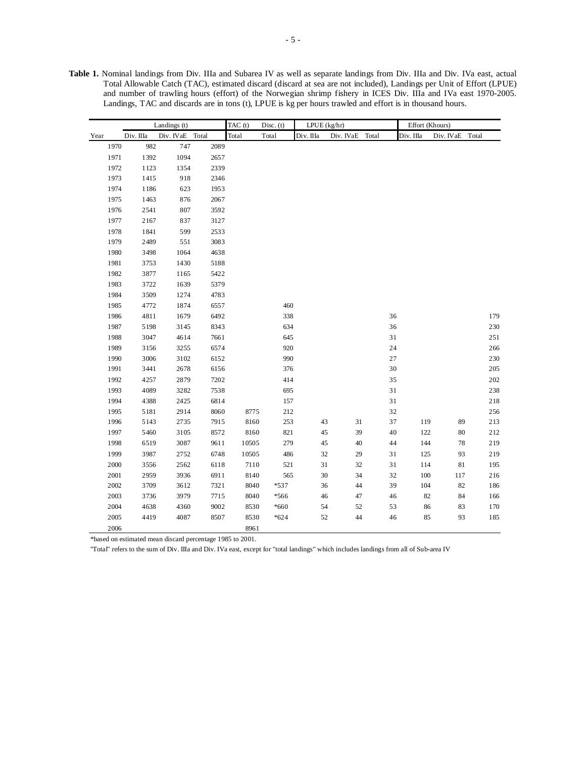**Table 1.** Nominal landings from Div. IIIa and Subarea IV as well as separate landings from Div. IIIa and Div. IVa east, actual Total Allowable Catch (TAC), estimated discard (discard at sea are not included), Landings per Unit of Effort (LPUE) and number of trawling hours (effort) of the Norwegian shrimp fishery in ICES Div. IIIa and IVa east 1970-2005. Landings, TAC and discards are in tons (t), LPUE is kg per hours trawled and effort is in thousand hours.

| | Landings (t) | | | TAC (t) | Disc. (t) | LPUE (kg/hr) | | | Effort (Khours) | | |
|---|---|---|---|---|---|---|---|---|---|---|---|
| Year | Div. IIIa | Div. IVaE | Total | Total | Total | Div. IIIa | Div. IVaE | Total | Div. IIIa | Div. IVaE | Total |
| 1970 | 982 | 747 | 2089 | | | | | | | | |
| 1971 | 1392 | 1094 | 2657 | | | | | | | | |
| 1972 | 1123 | 1354 | 2339 | | | | | | | | |
| 1973 | 1415 | 918 | 2346 | | | | | | | | |
| 1974 | 1186 | 623 | 1953 | | | | | | | | |
| 1975 | 1463 | 876 | 2067 | | | | | | | | |
| 1976 | 2541 | 807 | 3592 | | | | | | | | |
| 1977 | 2167 | 837 | 3127 | | | | | | | | |
| 1978 | 1841 | 599 | 2533 | | | | | | | | |
| 1979 | 2489 | 551 | 3083 | | | | | | | | |
| 1980 | 3498 | 1064 | 4638 | | | | | | | | |
| 1981 | 3753 | 1430 | 5188 | | | | | | | | |
| 1982 | 3877 | 1165 | 5422 | | | | | | | | |
| 1983 | 3722 | 1639 | 5379 | | | | | | | | |
| 1984 | 3509 | 1274 | 4783 | | | | | | | | |
| 1985 | 4772 | 1874 | 6557 | | 460 | | | | | | |
| 1986 | 4811 | 1679 | 6492 | | 338 | | | 36 | | | 179 |
| 1987 | 5198 | 3145 | 8343 | | 634 | | | 36 | | | 230 |
| 1988 | 3047 | 4614 | 7661 | | 645 | | | 31 | | | 251 |
| 1989 | 3156 | 3255 | 6574 | | 920 | | | 24 | | | 266 |
| 1990 | 3006 | 3102 | 6152 | | 990 | | | 27 | | | 230 |
| 1991 | 3441 | 2678 | 6156 | | 376 | | | 30 | | | 205 |
| 1992 | 4257 | 2879 | 7202 | | 414 | | | 35 | | | 202 |
| 1993 | 4089 | 3282 | 7538 | | 695 | | | 31 | | | 238 |
| 1994 | 4388 | 2425 | 6814 | | 157 | | | 31 | | | 218 |
| 1995 | 5181 | 2914 | 8060 | 8775 | 212 | | | 32 | | | 256 |
| 1996 | 5143 | 2735 | 7915 | 8160 | 253 | 43 | 31 | 37 | 119 | 89 | 213 |
| 1997 | 5460 | 3105 | 8572 | 8160 | 821 | 45 | 39 | 40 | 122 | 80 | 212 |
| 1998 | 6519 | 3087 | 9611 | 10505 | 279 | 45 | 40 | 44 | 144 | 78 | 219 |
| 1999 | 3987 | 2752 | 6748 | 10505 | 486 | 32 | 29 | 31 | 125 | 93 | 219 |
| 2000 | 3556 | 2562 | 6118 | 7110 | 521 | 31 | 32 | 31 | 114 | 81 | 195 |
| 2001 | 2959 | 3936 | 6911 | 8140 | 565 | 30 | 34 | 32 | 100 | 117 | 216 |
| 2002 | 3709 | 3612 | 7321 | 8040 | *537 | 36 | 44 | 39 | 104 | 82 | 186 |
| 2003 | 3736 | 3979 | 7715 | 8040 | *566 | 46 | 47 | 46 | 82 | 84 | 166 |
| 2004 | 4638 | 4360 | 9002 | 8530 | *660 | 54 | 52 | 53 | 86 | 83 | 170 |
| 2005 | 4419 | 4087 | 8507 | 8530 | *624 | 52 | 44 | 46 | 85 | 93 | 185 |
| 2006 | | | | 8961 | | | | | | | |

*based on estimated mean discard percentage 1985 to 2001.

"Total" refers to the sum of Div. IIIa and Div. IVa east, except for "total landings" which includes landings from all of Sub-area IV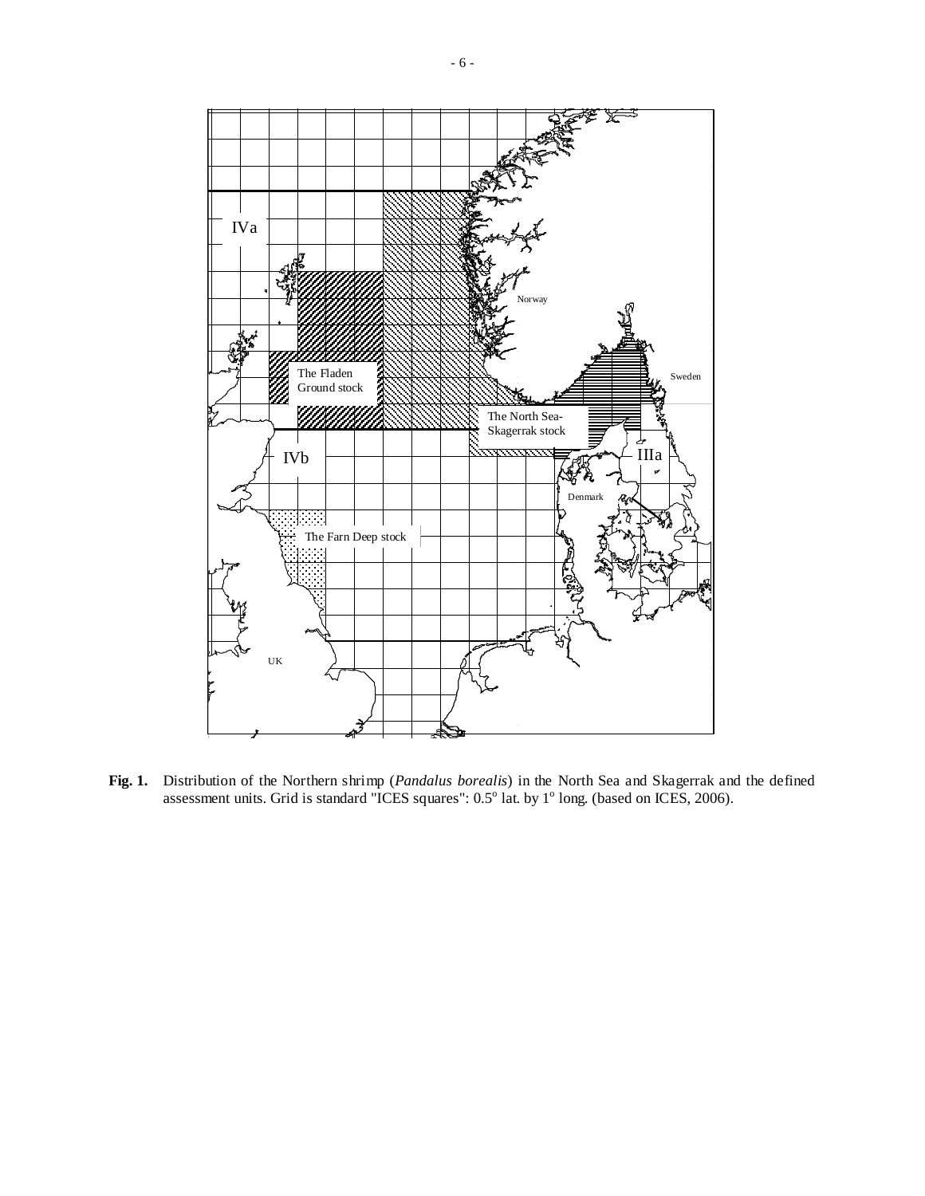**Fig. 1.** Distribution of the Northern shrimp (*Pandalus borealis*) in the North Sea and Skagerrak and the defined assessment units. Grid is standard "ICES squares": 0.5° lat. by 1° long. (based on ICES, 2006).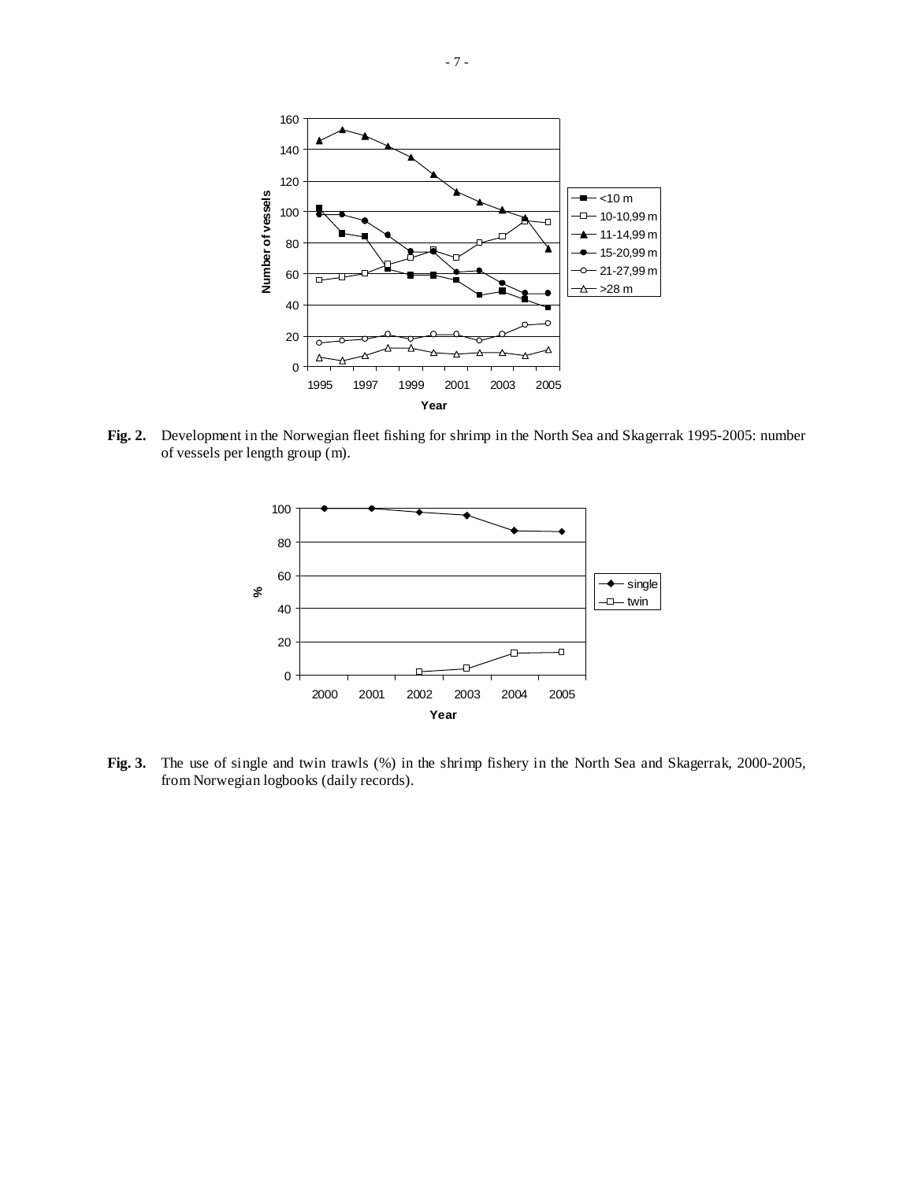**Fig. 2.** Development in the Norwegian fleet fishing for shrimp in the North Sea and Skagerrak 1995-2005: number of vessels per length group (m).

**Fig. 3.** The use of single and twin trawls (%) in the shrimp fishery in the North Sea and Skagerrak, 2000-2005, from Norwegian logbooks (daily records).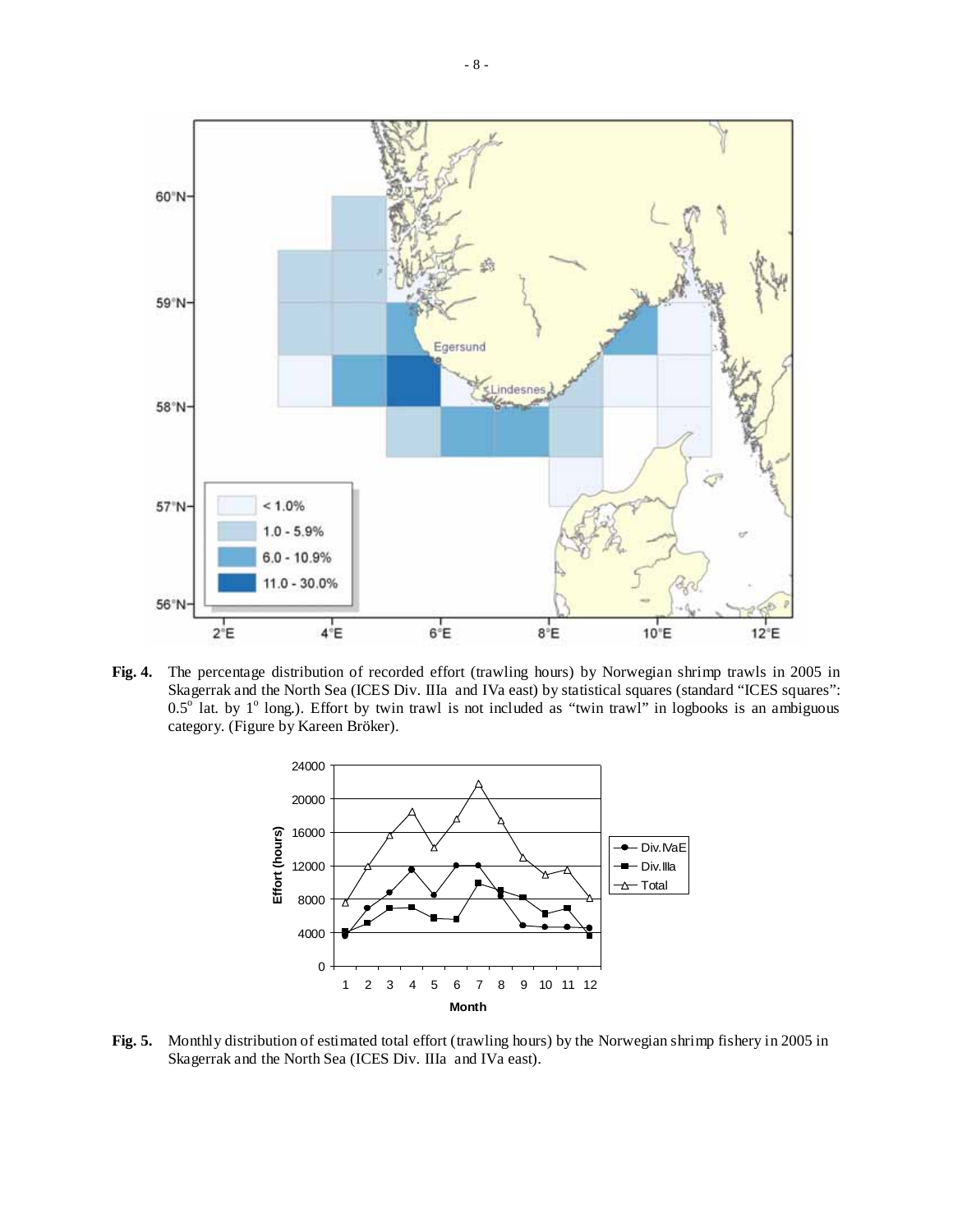**Fig. 4.** The percentage distribution of recorded effort (trawling hours) by Norwegian shrimp trawls in 2005 in Skagerrak and the North Sea (ICES Div. IIIa and IVa east) by statistical squares (standard "ICES squares": $0.5^{o}$ lat. by $1^{o}$ long.). Effort by twin trawl is not included as "twin trawl" in logbooks is an ambiguous category. (Figure by Kareen Bröker).

**Fig. 5.** Monthly distribution of estimated total effort (trawling hours) by the Norwegian shrimp fishery in 2005 in Skagerrak and the North Sea (ICES Div. IIIa and IVa east).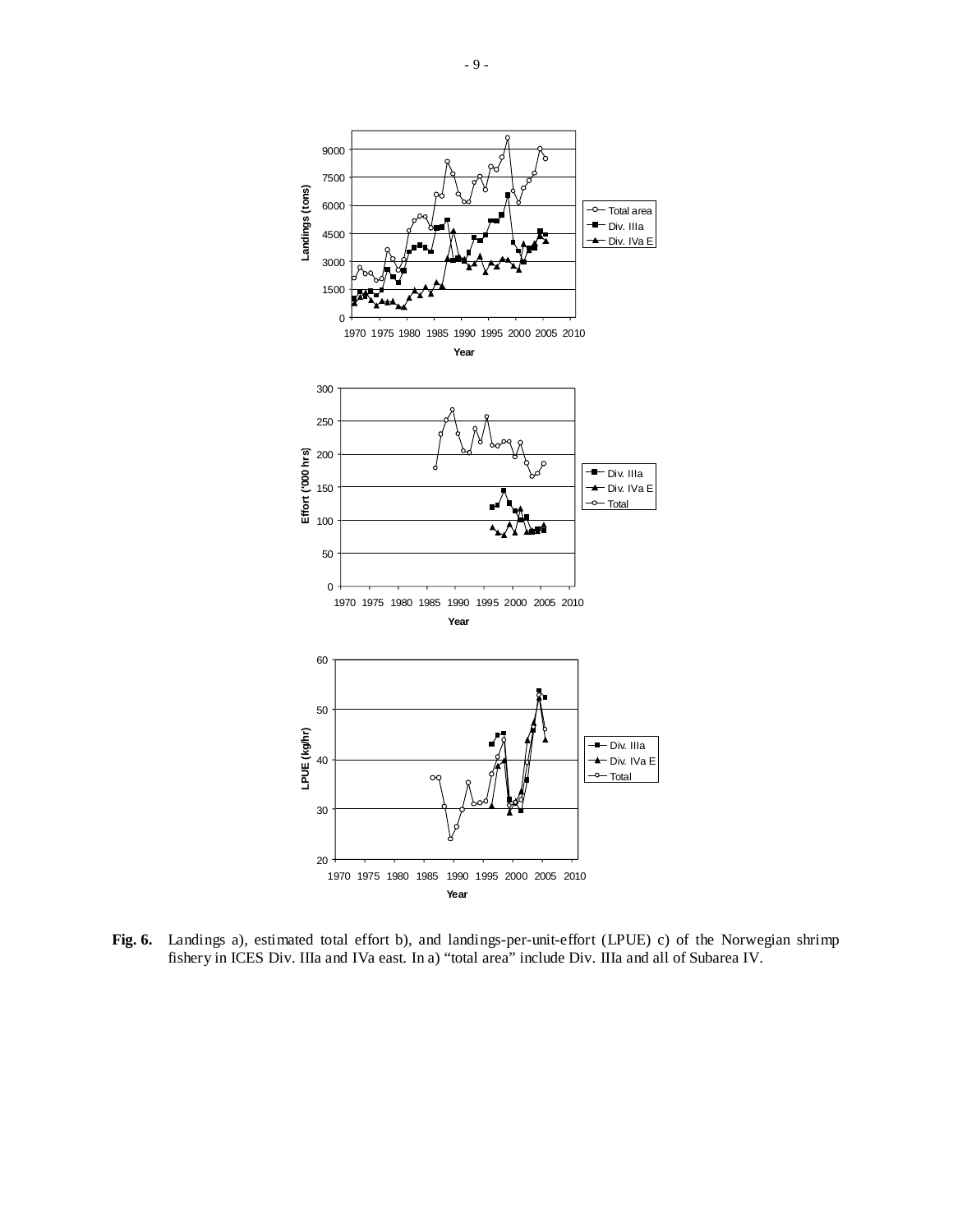**Fig. 6.** Landings a), estimated total effort b), and landings-per-unit-effort (LPUE) c) of the Norwegian shrimp fishery in ICES Div. IIIa and IVa east. In a) "total area" include Div. IIIa and all of Subarea IV.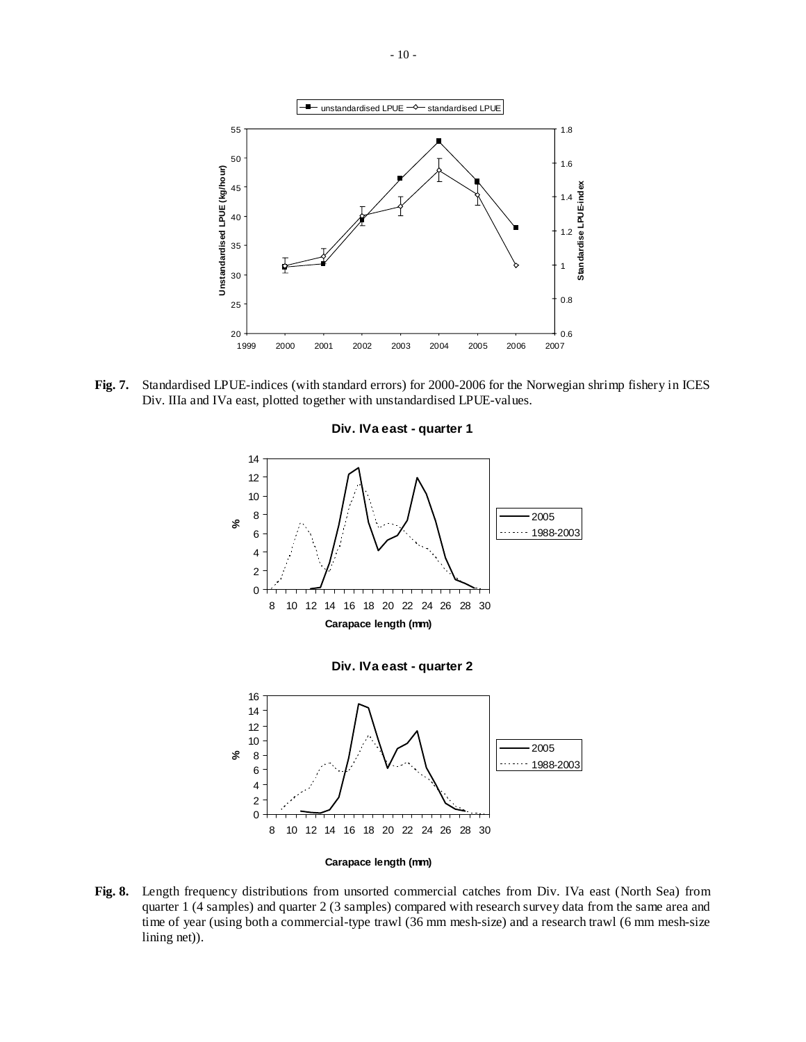**Fig. 7.** Standardised LPUE-indices (with standard errors) for 2000-2006 for the Norwegian shrimp fishery in ICES Div. IIIa and IVa east, plotted together with unstandardised LPUE-values.

**Fig. 8.** Length frequency distributions from unsorted commercial catches from Div. IVa east (North Sea) from quarter 1 (4 samples) and quarter 2 (3 samples) compared with research survey data from the same area and time of year (using both a commercial-type trawl (36 mm mesh-size) and a research trawl (6 mm mesh-size lining net)).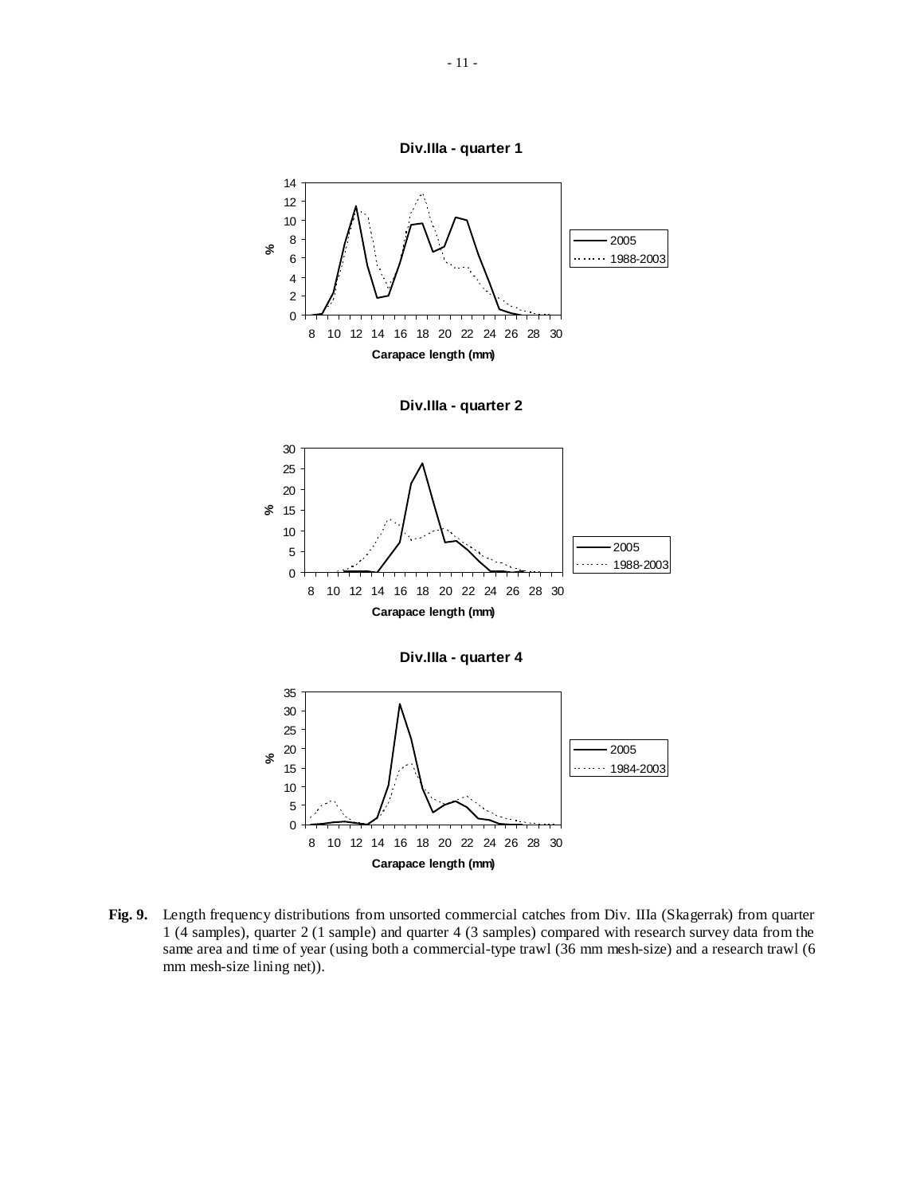**Fig. 9.** Length frequency distributions from unsorted commercial catches from Div. IIIa (Skagerrak) from quarter 1 (4 samples), quarter 2 (1 sample) and quarter 4 (3 samples) compared with research survey data from the same area and time of year (using both a commercial-type trawl (36 mm mesh-size) and a research trawl (6 mm mesh-size lining net)).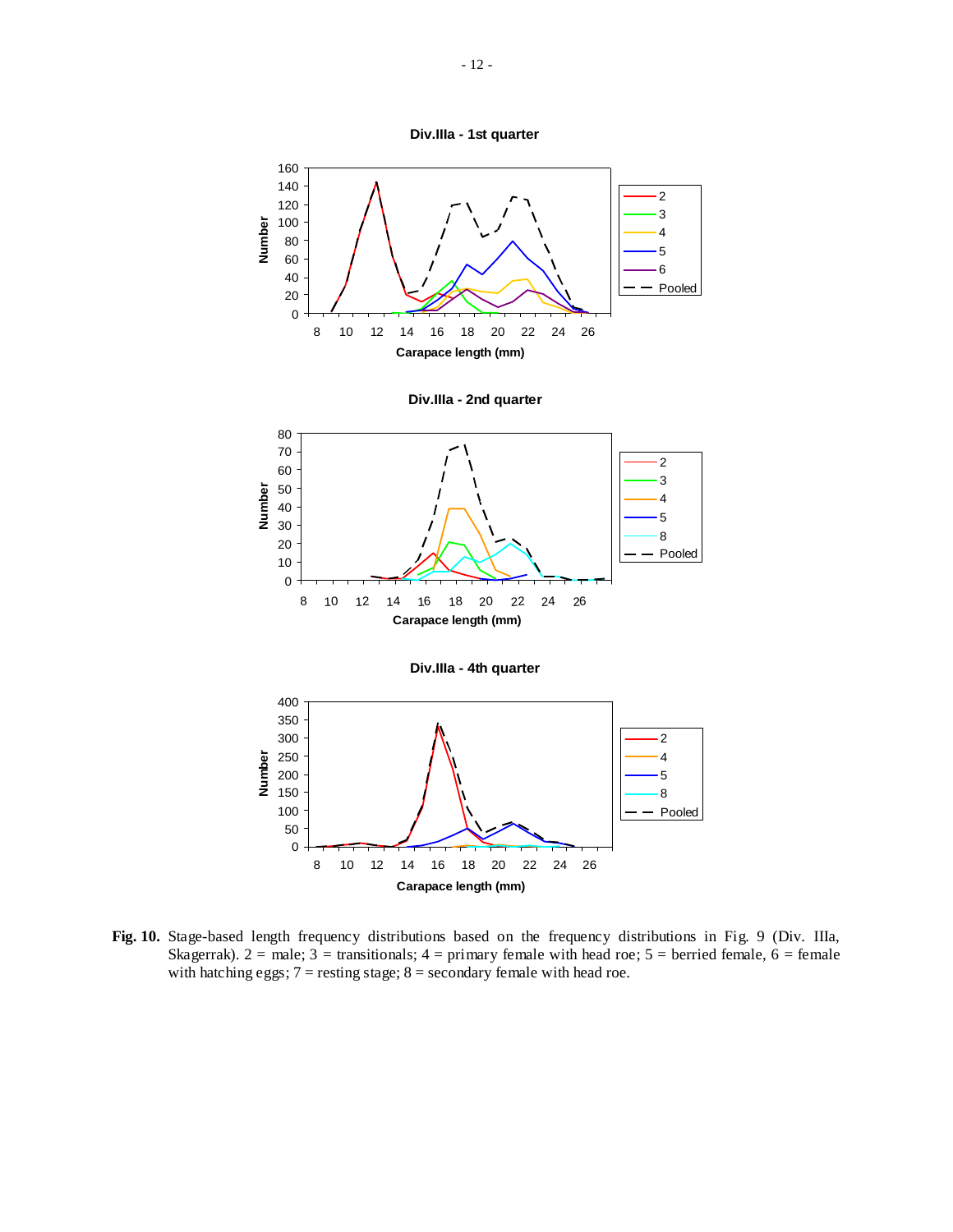Div.IIIa - 1st quarter

Number

160
140
120
100
80
60
40
20
0

8 10 12 14 16 18 20 22 24 26

Carapace length (mm)

2
3
4
5
6
Pooled

Div.IIIa - 2nd quarter

Number

80
70
60
50
40
30
20
10
0

8 10 12 14 16 18 20 22 24 26

Carapace length (mm)

2
3
4
5
8
Pooled

Div.IIIa - 4th quarter

Number

400
350
300
250
200
150
100
50
0

8 10 12 14 16 18 20 22 24 26

Carapace length (mm)

2
4
5
8
Pooled

**Fig. 10.** Stage-based length frequency distributions based on the frequency distributions in Fig. 9 (Div. IIIa, Skagerrak). 2 = male; 3 = transitionals; 4 = primary female with head roe; 5 = berried female, 6 = female with hatching eggs; 7 = resting stage; 8 = secondary female with head roe.